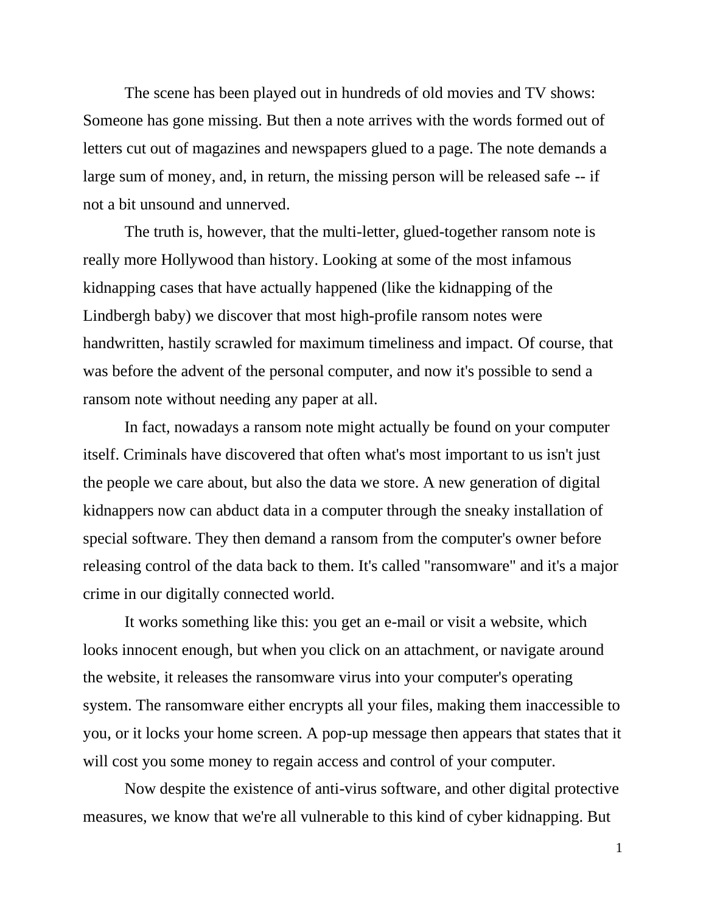The scene has been played out in hundreds of old movies and TV shows: Someone has gone missing. But then a note arrives with the words formed out of letters cut out of magazines and newspapers glued to a page. The note demands a large sum of money, and, in return, the missing person will be released safe -- if not a bit unsound and unnerved.

The truth is, however, that the multi-letter, glued-together ransom note is really more Hollywood than history. Looking at some of the most infamous kidnapping cases that have actually happened (like the kidnapping of the Lindbergh baby) we discover that most high-profile ransom notes were handwritten, hastily scrawled for maximum timeliness and impact. Of course, that was before the advent of the personal computer, and now it's possible to send a ransom note without needing any paper at all.

In fact, nowadays a ransom note might actually be found on your computer itself. Criminals have discovered that often what's most important to us isn't just the people we care about, but also the data we store. A new generation of digital kidnappers now can abduct data in a computer through the sneaky installation of special software. They then demand a ransom from the computer's owner before releasing control of the data back to them. It's called "ransomware" and it's a major crime in our digitally connected world.

It works something like this: you get an e-mail or visit a website, which looks innocent enough, but when you click on an attachment, or navigate around the website, it releases the ransomware virus into your computer's operating system. The ransomware either encrypts all your files, making them inaccessible to you, or it locks your home screen. A pop-up message then appears that states that it will cost you some money to regain access and control of your computer.

Now despite the existence of anti-virus software, and other digital protective measures, we know that we're all vulnerable to this kind of cyber kidnapping. But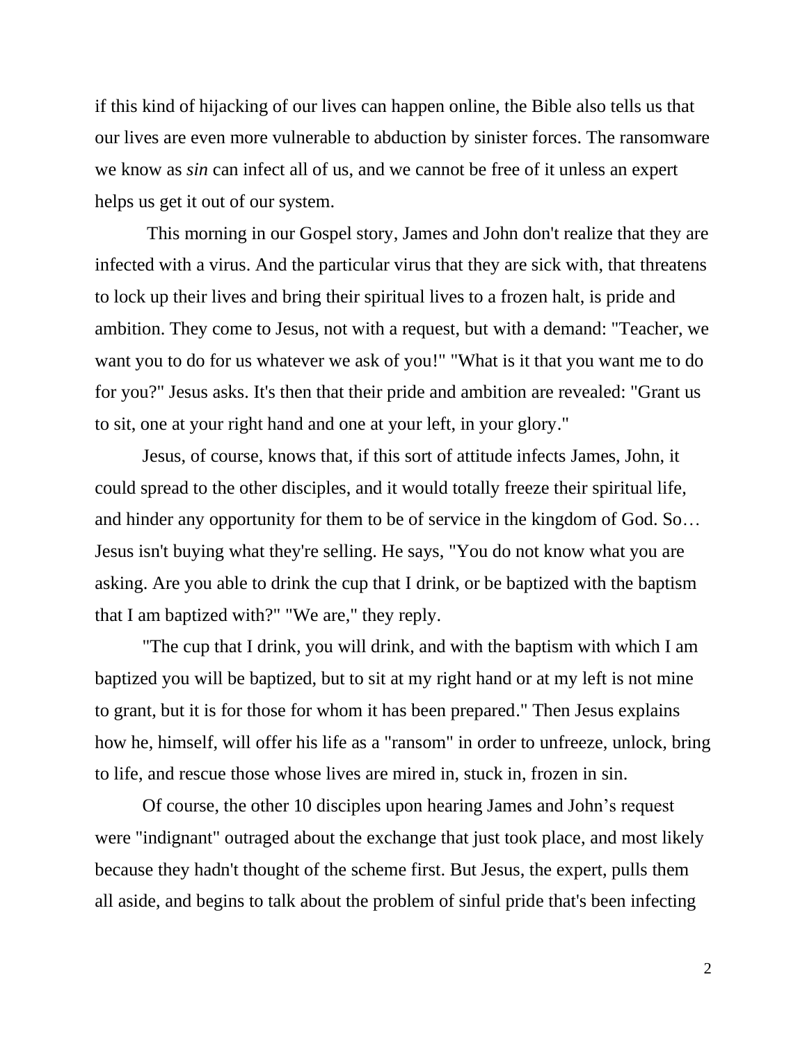if this kind of hijacking of our lives can happen online, the Bible also tells us that our lives are even more vulnerable to abduction by sinister forces. The ransomware we know as *sin* can infect all of us, and we cannot be free of it unless an expert helps us get it out of our system.

This morning in our Gospel story, James and John don't realize that they are infected with a virus. And the particular virus that they are sick with, that threatens to lock up their lives and bring their spiritual lives to a frozen halt, is pride and ambition. They come to Jesus, not with a request, but with a demand: "Teacher, we want you to do for us whatever we ask of you!" "What is it that you want me to do for you?" Jesus asks. It's then that their pride and ambition are revealed: "Grant us to sit, one at your right hand and one at your left, in your glory."

Jesus, of course, knows that, if this sort of attitude infects James, John, it could spread to the other disciples, and it would totally freeze their spiritual life, and hinder any opportunity for them to be of service in the kingdom of God. So… Jesus isn't buying what they're selling. He says, "You do not know what you are asking. Are you able to drink the cup that I drink, or be baptized with the baptism that I am baptized with?" "We are," they reply.

"The cup that I drink, you will drink, and with the baptism with which I am baptized you will be baptized, but to sit at my right hand or at my left is not mine to grant, but it is for those for whom it has been prepared." Then Jesus explains how he, himself, will offer his life as a "ransom" in order to unfreeze, unlock, bring to life, and rescue those whose lives are mired in, stuck in, frozen in sin.

Of course, the other 10 disciples upon hearing James and John's request were "indignant" outraged about the exchange that just took place, and most likely because they hadn't thought of the scheme first. But Jesus, the expert, pulls them all aside, and begins to talk about the problem of sinful pride that's been infecting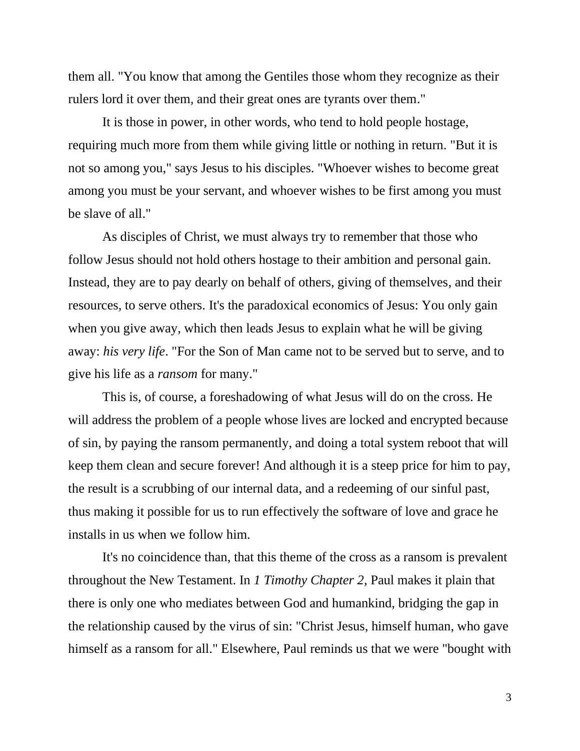them all. "You know that among the Gentiles those whom they recognize as their rulers lord it over them, and their great ones are tyrants over them."

It is those in power, in other words, who tend to hold people hostage, requiring much more from them while giving little or nothing in return. "But it is not so among you," says Jesus to his disciples. "Whoever wishes to become great among you must be your servant, and whoever wishes to be first among you must be slave of all."

As disciples of Christ, we must always try to remember that those who follow Jesus should not hold others hostage to their ambition and personal gain. Instead, they are to pay dearly on behalf of others, giving of themselves, and their resources, to serve others. It's the paradoxical economics of Jesus: You only gain when you give away, which then leads Jesus to explain what he will be giving away: *his very life*. "For the Son of Man came not to be served but to serve, and to give his life as a *ransom* for many."

This is, of course, a foreshadowing of what Jesus will do on the cross. He will address the problem of a people whose lives are locked and encrypted because of sin, by paying the ransom permanently, and doing a total system reboot that will keep them clean and secure forever! And although it is a steep price for him to pay, the result is a scrubbing of our internal data, and a redeeming of our sinful past, thus making it possible for us to run effectively the software of love and grace he installs in us when we follow him.

It's no coincidence than, that this theme of the cross as a ransom is prevalent throughout the New Testament. In *1 Timothy Chapter 2*, Paul makes it plain that there is only one who mediates between God and humankind, bridging the gap in the relationship caused by the virus of sin: "Christ Jesus, himself human, who gave himself as a ransom for all." Elsewhere, Paul reminds us that we were "bought with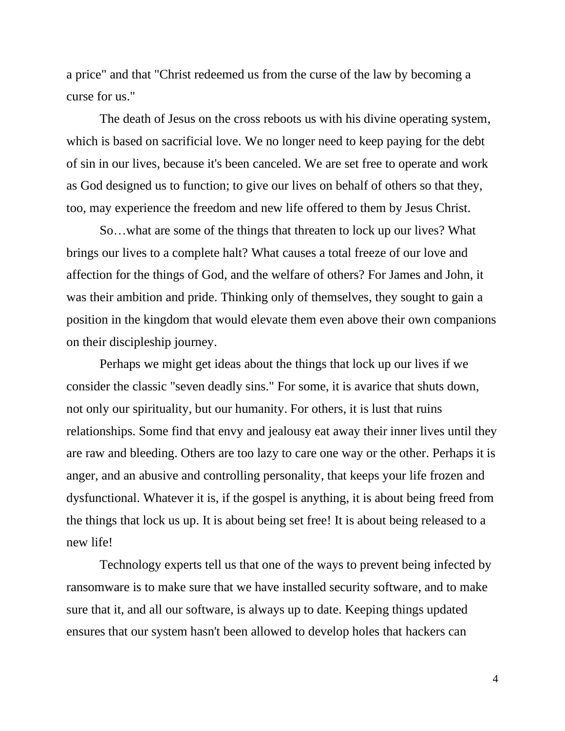a price" and that "Christ redeemed us from the curse of the law by becoming a curse for us."

The death of Jesus on the cross reboots us with his divine operating system, which is based on sacrificial love. We no longer need to keep paying for the debt of sin in our lives, because it's been canceled. We are set free to operate and work as God designed us to function; to give our lives on behalf of others so that they, too, may experience the freedom and new life offered to them by Jesus Christ.

So…what are some of the things that threaten to lock up our lives? What brings our lives to a complete halt? What causes a total freeze of our love and affection for the things of God, and the welfare of others? For James and John, it was their ambition and pride. Thinking only of themselves, they sought to gain a position in the kingdom that would elevate them even above their own companions on their discipleship journey.

Perhaps we might get ideas about the things that lock up our lives if we consider the classic "seven deadly sins." For some, it is avarice that shuts down, not only our spirituality, but our humanity. For others, it is lust that ruins relationships. Some find that envy and jealousy eat away their inner lives until they are raw and bleeding. Others are too lazy to care one way or the other. Perhaps it is anger, and an abusive and controlling personality, that keeps your life frozen and dysfunctional. Whatever it is, if the gospel is anything, it is about being freed from the things that lock us up. It is about being set free! It is about being released to a new life!

Technology experts tell us that one of the ways to prevent being infected by ransomware is to make sure that we have installed security software, and to make sure that it, and all our software, is always up to date. Keeping things updated ensures that our system hasn't been allowed to develop holes that hackers can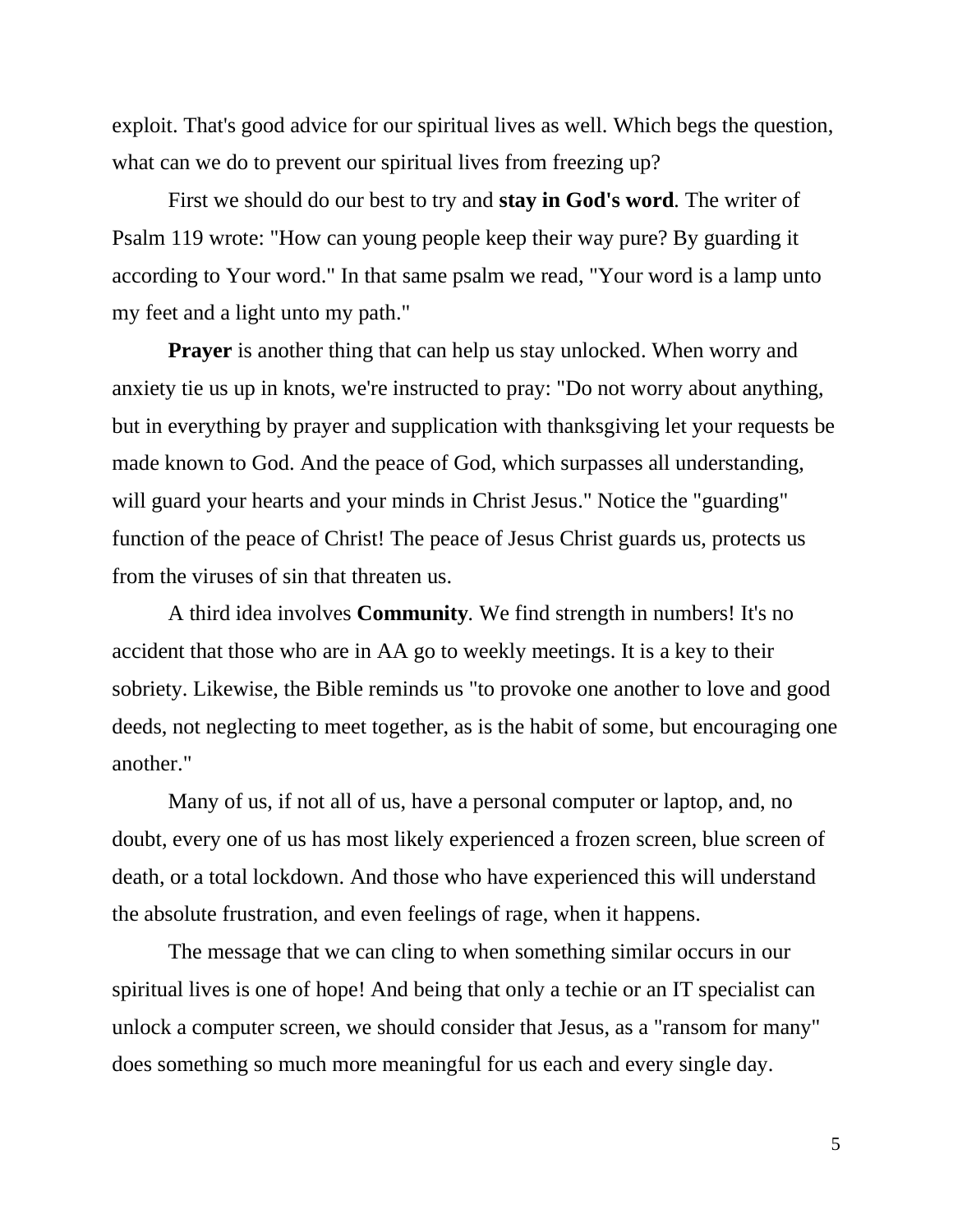exploit. That's good advice for our spiritual lives as well. Which begs the question, what can we do to prevent our spiritual lives from freezing up?

First we should do our best to try and **stay in God's word**. The writer of Psalm 119 wrote: "How can young people keep their way pure? By guarding it according to Your word." In that same psalm we read, "Your word is a lamp unto my feet and a light unto my path."

**Prayer** is another thing that can help us stay unlocked. When worry and anxiety tie us up in knots, we're instructed to pray: "Do not worry about anything, but in everything by prayer and supplication with thanksgiving let your requests be made known to God. And the peace of God, which surpasses all understanding, will guard your hearts and your minds in Christ Jesus." Notice the "guarding" function of the peace of Christ! The peace of Jesus Christ guards us, protects us from the viruses of sin that threaten us.

A third idea involves **Community**. We find strength in numbers! It's no accident that those who are in AA go to weekly meetings. It is a key to their sobriety. Likewise, the Bible reminds us "to provoke one another to love and good deeds, not neglecting to meet together, as is the habit of some, but encouraging one another."

Many of us, if not all of us, have a personal computer or laptop, and, no doubt, every one of us has most likely experienced a frozen screen, blue screen of death, or a total lockdown. And those who have experienced this will understand the absolute frustration, and even feelings of rage, when it happens.

The message that we can cling to when something similar occurs in our spiritual lives is one of hope! And being that only a techie or an IT specialist can unlock a computer screen, we should consider that Jesus, as a "ransom for many" does something so much more meaningful for us each and every single day.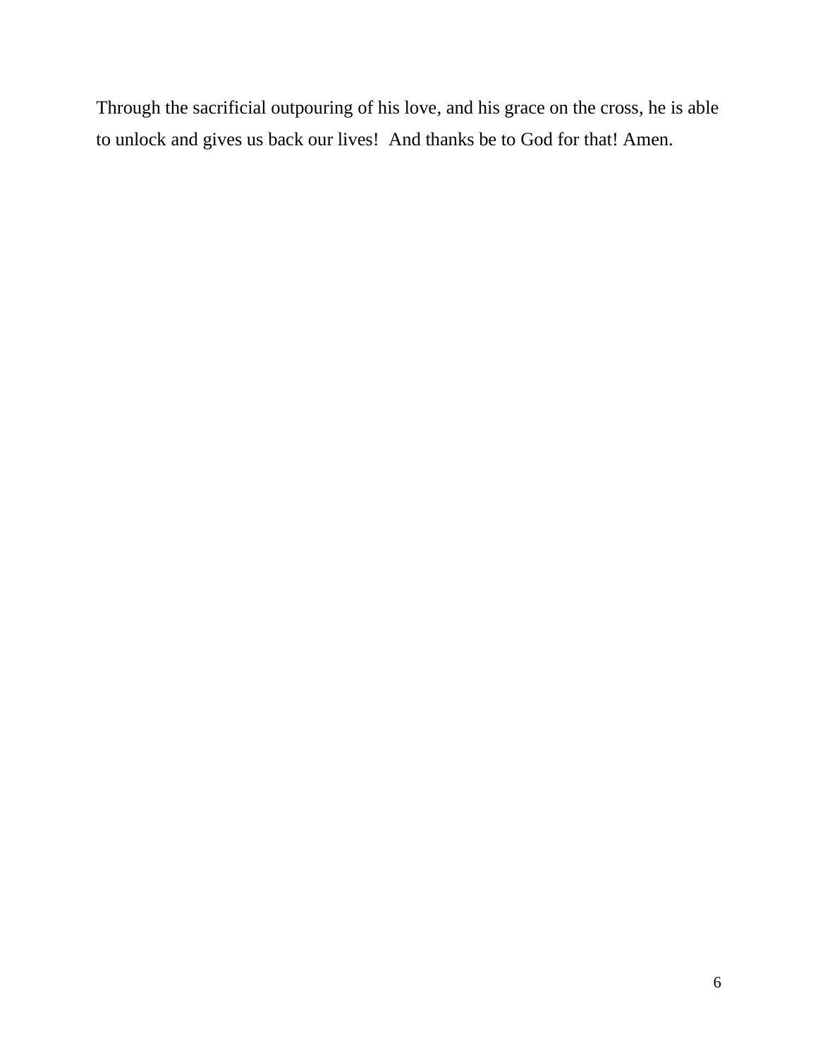Through the sacrificial outpouring of his love, and his grace on the cross, he is able to unlock and gives us back our lives!  And thanks be to God for that! Amen.